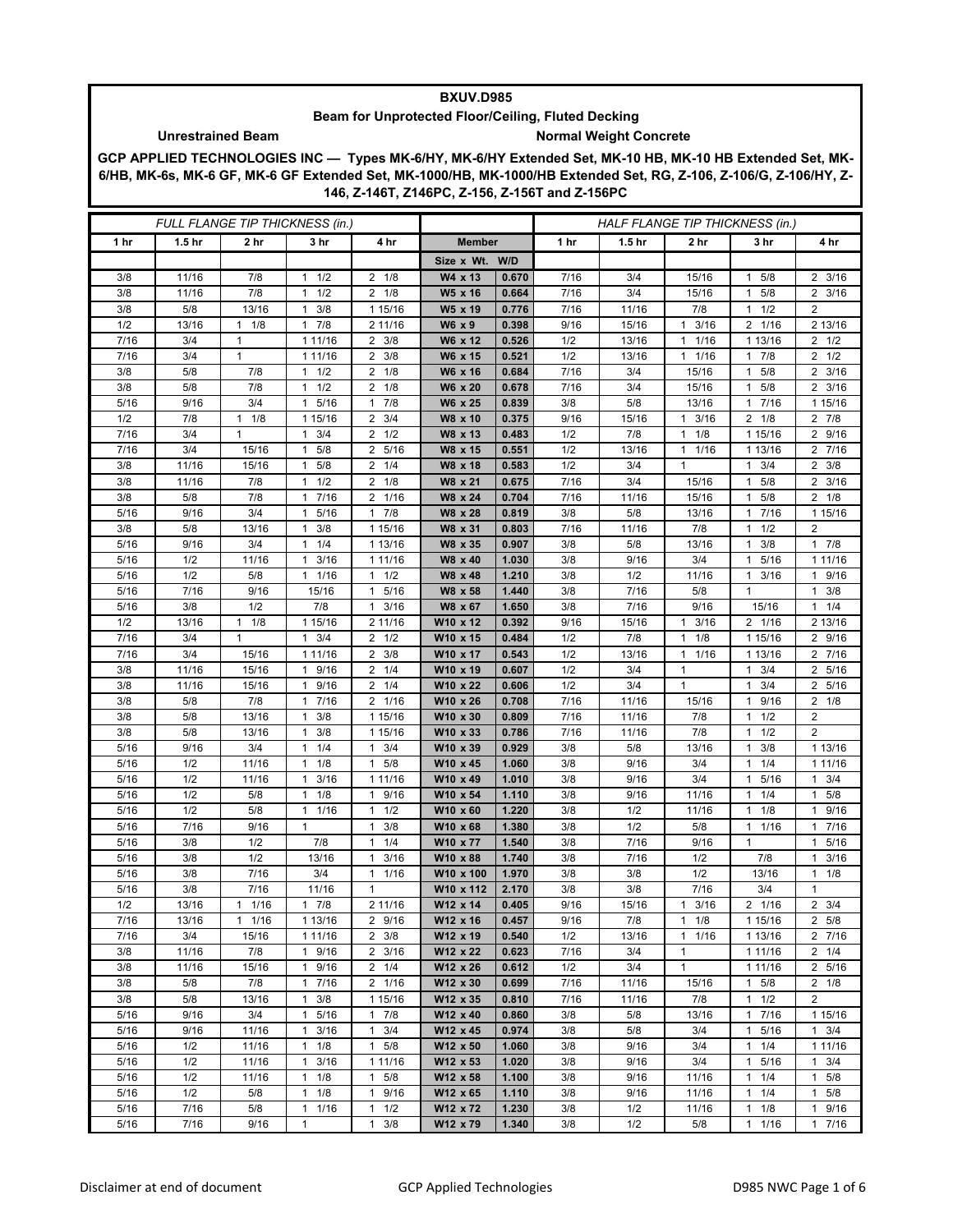# BXUV.D985

## Beam for Unprotected Floor/Ceiling, Fluted Decking

**Unrestrained Beam** | **Normal Weight Concrete**

**GCP APPLIED TECHNOLOGIES INC — Types MK-6/HY, MK-6/HY Extended Set, MK-10 HB, MK-10 HB Extended Set, MK-6/HB, MK-6s, MK-6 GF, MK-6 GF Extended Set, MK-1000/HB, MK-1000/HB Extended Set, RG, Z-106, Z-106/G, Z-106/HY, Z-146, Z-146T, Z146PC, Z-156, Z-156T and Z-156PC**

| FULL FLANGE TIP THICKNESS (in.) | | | | | Member | | HALF FLANGE TIP THICKNESS (in.) | | | | |
|---|---|---|---|---|---|---|---|---|---|---|---|
| 1 hr | 1.5 hr | 2 hr | 3 hr | 4 hr | Member | | 1 hr | 1.5 hr | 2 hr | 3 hr | 4 hr |
| | | | | | Size x Wt. | W/D | | | | | |
| 3/8 | 11/16 | 7/8 | 1 1/2 | 2 1/8 | W4 x 13 | 0.670 | 7/16 | 3/4 | 15/16 | 1 5/8 | 2 3/16 |
| 3/8 | 11/16 | 7/8 | 1 1/2 | 2 1/8 | W5 x 16 | 0.664 | 7/16 | 3/4 | 15/16 | 1 5/8 | 2 3/16 |
| 3/8 | 5/8 | 13/16 | 1 3/8 | 1 15/16 | W5 x 19 | 0.776 | 7/16 | 11/16 | 7/8 | 1 1/2 | 2 |
| 1/2 | 13/16 | 1 1/8 | 1 7/8 | 2 11/16 | W6 x 9 | 0.398 | 9/16 | 15/16 | 1 3/16 | 2 1/16 | 2 13/16 |
| 7/16 | 3/4 | 1 | 1 11/16 | 2 3/8 | W6 x 12 | 0.526 | 1/2 | 13/16 | 1 1/16 | 1 13/16 | 2 1/2 |
| 7/16 | 3/4 | 1 | 1 11/16 | 2 3/8 | W6 x 15 | 0.521 | 1/2 | 13/16 | 1 1/16 | 1 7/8 | 2 1/2 |
| 3/8 | 5/8 | 7/8 | 1 1/2 | 2 1/8 | W6 x 16 | 0.684 | 7/16 | 3/4 | 15/16 | 1 5/8 | 2 3/16 |
| 3/8 | 5/8 | 7/8 | 1 1/2 | 2 1/8 | W6 x 20 | 0.678 | 7/16 | 3/4 | 15/16 | 1 5/8 | 2 3/16 |
| 5/16 | 9/16 | 3/4 | 1 5/16 | 1 7/8 | W6 x 25 | 0.839 | 3/8 | 5/8 | 13/16 | 1 7/16 | 1 15/16 |
| 1/2 | 7/8 | 1 1/8 | 1 15/16 | 2 3/4 | W8 x 10 | 0.375 | 9/16 | 15/16 | 1 3/16 | 2 1/8 | 2 7/8 |
| 7/16 | 3/4 | 1 | 1 3/4 | 2 1/2 | W8 x 13 | 0.483 | 1/2 | 7/8 | 1 1/8 | 1 15/16 | 2 9/16 |
| 7/16 | 3/4 | 15/16 | 1 5/8 | 2 5/16 | W8 x 15 | 0.551 | 1/2 | 13/16 | 1 1/16 | 1 13/16 | 2 7/16 |
| 3/8 | 11/16 | 15/16 | 1 5/8 | 2 1/4 | W8 x 18 | 0.583 | 1/2 | 3/4 | 1 | 1 3/4 | 2 3/8 |
| 3/8 | 11/16 | 7/8 | 1 1/2 | 2 1/8 | W8 x 21 | 0.675 | 7/16 | 3/4 | 15/16 | 1 5/8 | 2 3/16 |
| 3/8 | 5/8 | 7/8 | 1 7/16 | 2 1/16 | W8 x 24 | 0.704 | 7/16 | 11/16 | 15/16 | 1 5/8 | 2 1/8 |
| 5/16 | 9/16 | 3/4 | 1 5/16 | 1 7/8 | W8 x 28 | 0.819 | 3/8 | 5/8 | 13/16 | 1 7/16 | 1 15/16 |
| 3/8 | 5/8 | 13/16 | 1 3/8 | 1 15/16 | W8 x 31 | 0.803 | 7/16 | 11/16 | 7/8 | 1 1/2 | 2 |
| 5/16 | 9/16 | 3/4 | 1 1/4 | 1 13/16 | W8 x 35 | 0.907 | 3/8 | 5/8 | 13/16 | 1 3/8 | 1 7/8 |
| 5/16 | 1/2 | 11/16 | 1 3/16 | 1 11/16 | W8 x 40 | 1.030 | 3/8 | 9/16 | 3/4 | 1 5/16 | 1 11/16 |
| 5/16 | 1/2 | 5/8 | 1 1/16 | 1 1/2 | W8 x 48 | 1.210 | 3/8 | 1/2 | 11/16 | 1 3/16 | 1 9/16 |
| 5/16 | 7/16 | 9/16 | 15/16 | 1 5/16 | W8 x 58 | 1.440 | 3/8 | 7/16 | 5/8 | 1 | 1 3/8 |
| 5/16 | 3/8 | 1/2 | 7/8 | 1 3/16 | W8 x 67 | 1.650 | 3/8 | 7/16 | 9/16 | 15/16 | 1 1/4 |
| 1/2 | 13/16 | 1 1/8 | 1 15/16 | 2 11/16 | W10 x 12 | 0.392 | 9/16 | 15/16 | 1 3/16 | 2 1/16 | 2 13/16 |
| 7/16 | 3/4 | 1 | 1 3/4 | 2 1/2 | W10 x 15 | 0.484 | 1/2 | 7/8 | 1 1/8 | 1 15/16 | 2 9/16 |
| 7/16 | 3/4 | 15/16 | 1 11/16 | 2 3/8 | W10 x 17 | 0.543 | 1/2 | 13/16 | 1 1/16 | 1 13/16 | 2 7/16 |
| 3/8 | 11/16 | 15/16 | 1 9/16 | 2 1/4 | W10 x 19 | 0.607 | 1/2 | 3/4 | 1 | 1 3/4 | 2 5/16 |
| 3/8 | 11/16 | 15/16 | 1 9/16 | 2 1/4 | W10 x 22 | 0.606 | 1/2 | 3/4 | 1 | 1 3/4 | 2 5/16 |
| 3/8 | 5/8 | 7/8 | 1 7/16 | 2 1/16 | W10 x 26 | 0.708 | 7/16 | 11/16 | 15/16 | 1 9/16 | 2 1/8 |
| 3/8 | 5/8 | 13/16 | 1 3/8 | 1 15/16 | W10 x 30 | 0.809 | 7/16 | 11/16 | 7/8 | 1 1/2 | 2 |
| 3/8 | 5/8 | 13/16 | 1 3/8 | 1 15/16 | W10 x 33 | 0.786 | 7/16 | 11/16 | 7/8 | 1 1/2 | 2 |
| 5/16 | 9/16 | 3/4 | 1 1/4 | 1 3/4 | W10 x 39 | 0.929 | 3/8 | 5/8 | 13/16 | 1 3/8 | 1 13/16 |
| 5/16 | 1/2 | 11/16 | 1 1/8 | 1 5/8 | W10 x 45 | 1.060 | 3/8 | 9/16 | 3/4 | 1 1/4 | 1 11/16 |
| 5/16 | 1/2 | 11/16 | 1 3/16 | 1 11/16 | W10 x 49 | 1.010 | 3/8 | 9/16 | 3/4 | 1 5/16 | 1 3/4 |
| 5/16 | 1/2 | 5/8 | 1 1/8 | 1 9/16 | W10 x 54 | 1.110 | 3/8 | 9/16 | 11/16 | 1 1/4 | 1 5/8 |
| 5/16 | 1/2 | 5/8 | 1 1/16 | 1 1/2 | W10 x 60 | 1.220 | 3/8 | 1/2 | 11/16 | 1 1/8 | 1 9/16 |
| 5/16 | 7/16 | 9/16 | 1 | 1 3/8 | W10 x 68 | 1.380 | 3/8 | 1/2 | 5/8 | 1 1/16 | 1 7/16 |
| 5/16 | 3/8 | 1/2 | 7/8 | 1 1/4 | W10 x 77 | 1.540 | 3/8 | 7/16 | 9/16 | 1 | 1 5/16 |
| 5/16 | 3/8 | 1/2 | 13/16 | 1 3/16 | W10 x 88 | 1.740 | 3/8 | 7/16 | 1/2 | 7/8 | 1 3/16 |
| 5/16 | 3/8 | 7/16 | 3/4 | 1 1/16 | W10 x 100 | 1.970 | 3/8 | 3/8 | 1/2 | 13/16 | 1 1/8 |
| 5/16 | 3/8 | 7/16 | 11/16 | 1 | W10 x 112 | 2.170 | 3/8 | 3/8 | 7/16 | 3/4 | 1 |
| 1/2 | 13/16 | 1 1/16 | 1 7/8 | 2 11/16 | W12 x 14 | 0.405 | 9/16 | 15/16 | 1 3/16 | 2 1/16 | 2 3/4 |
| 7/16 | 13/16 | 1 1/16 | 1 13/16 | 2 9/16 | W12 x 16 | 0.457 | 9/16 | 7/8 | 1 1/8 | 1 15/16 | 2 5/8 |
| 7/16 | 3/4 | 15/16 | 1 11/16 | 2 3/8 | W12 x 19 | 0.540 | 1/2 | 13/16 | 1 1/16 | 1 13/16 | 2 7/16 |
| 3/8 | 11/16 | 7/8 | 1 9/16 | 2 3/16 | W12 x 22 | 0.623 | 7/16 | 3/4 | 1 | 1 11/16 | 2 1/4 |
| 3/8 | 11/16 | 15/16 | 1 9/16 | 2 1/4 | W12 x 26 | 0.612 | 1/2 | 3/4 | 1 | 1 11/16 | 2 5/16 |
| 3/8 | 5/8 | 7/8 | 1 7/16 | 2 1/16 | W12 x 30 | 0.699 | 7/16 | 11/16 | 15/16 | 1 5/8 | 2 1/8 |
| 3/8 | 5/8 | 13/16 | 1 3/8 | 1 15/16 | W12 x 35 | 0.810 | 7/16 | 11/16 | 7/8 | 1 1/2 | 2 |
| 5/16 | 9/16 | 3/4 | 1 5/16 | 1 7/8 | W12 x 40 | 0.860 | 3/8 | 5/8 | 13/16 | 1 7/16 | 1 15/16 |
| 5/16 | 9/16 | 11/16 | 1 3/16 | 1 3/4 | W12 x 45 | 0.974 | 3/8 | 5/8 | 3/4 | 1 5/16 | 1 3/4 |
| 5/16 | 1/2 | 11/16 | 1 1/8 | 1 5/8 | W12 x 50 | 1.060 | 3/8 | 9/16 | 3/4 | 1 1/4 | 1 11/16 |
| 5/16 | 1/2 | 11/16 | 1 3/16 | 1 11/16 | W12 x 53 | 1.020 | 3/8 | 9/16 | 3/4 | 1 5/16 | 1 3/4 |
| 5/16 | 1/2 | 11/16 | 1 1/8 | 1 5/8 | W12 x 58 | 1.100 | 3/8 | 9/16 | 11/16 | 1 1/4 | 1 5/8 |
| 5/16 | 1/2 | 5/8 | 1 1/8 | 1 9/16 | W12 x 65 | 1.110 | 3/8 | 9/16 | 11/16 | 1 1/4 | 1 5/8 |
| 5/16 | 7/16 | 5/8 | 1 1/16 | 1 1/2 | W12 x 72 | 1.230 | 3/8 | 1/2 | 11/16 | 1 1/8 | 1 9/16 |
| 5/16 | 7/16 | 9/16 | 1 | 1 3/8 | W12 x 79 | 1.340 | 3/8 | 1/2 | 5/8 | 1 1/16 | 1 7/16 |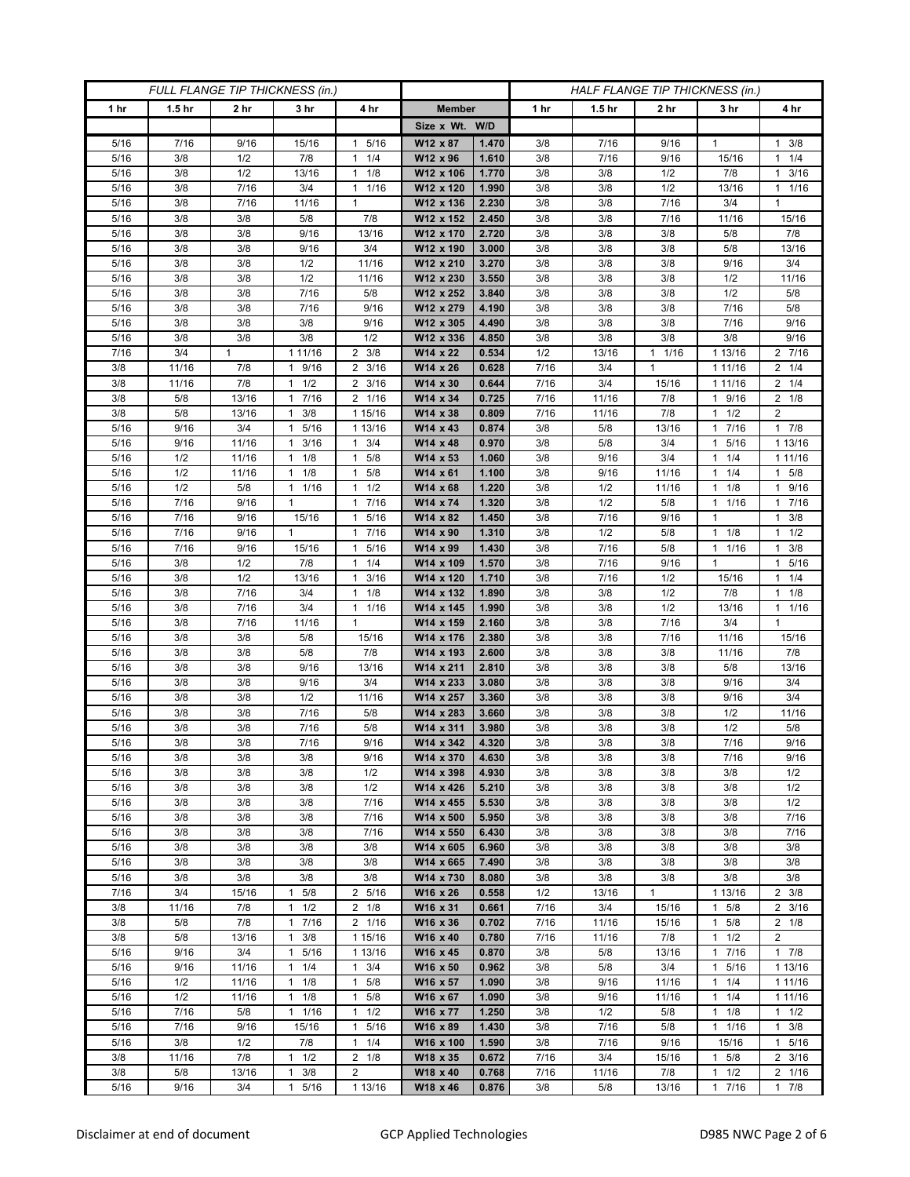| FULL FLANGE TIP THICKNESS (in.) | | | | | | | HALF FLANGE TIP THICKNESS (in.) | | | | |
|---|---|---|---|---|---|---|---|---|---|---|---|
| 1 hr | 1.5 hr | 2 hr | 3 hr | 4 hr | Member | | 1 hr | 1.5 hr | 2 hr | 3 hr | 4 hr |
| | | | | | Size x Wt. | W/D | | | | | |
| 5/16 | 7/16 | 9/16 | 15/16 | 1 5/16 | W12 x 87 | 1.470 | 3/8 | 7/16 | 9/16 | 1 | 1 3/8 |
| 5/16 | 3/8 | 1/2 | 7/8 | 1 1/4 | W12 x 96 | 1.610 | 3/8 | 7/16 | 9/16 | 15/16 | 1 1/4 |
| 5/16 | 3/8 | 1/2 | 13/16 | 1 1/8 | W12 x 106 | 1.770 | 3/8 | 3/8 | 1/2 | 7/8 | 1 3/16 |
| 5/16 | 3/8 | 7/16 | 3/4 | 1 1/16 | W12 x 120 | 1.990 | 3/8 | 3/8 | 1/2 | 13/16 | 1 1/16 |
| 5/16 | 3/8 | 7/16 | 11/16 | 1 | W12 x 136 | 2.230 | 3/8 | 3/8 | 7/16 | 3/4 | 1 |
| 5/16 | 3/8 | 3/8 | 5/8 | 7/8 | W12 x 152 | 2.450 | 3/8 | 3/8 | 7/16 | 11/16 | 15/16 |
| 5/16 | 3/8 | 3/8 | 9/16 | 13/16 | W12 x 170 | 2.720 | 3/8 | 3/8 | 3/8 | 5/8 | 7/8 |
| 5/16 | 3/8 | 3/8 | 9/16 | 3/4 | W12 x 190 | 3.000 | 3/8 | 3/8 | 3/8 | 5/8 | 13/16 |
| 5/16 | 3/8 | 3/8 | 1/2 | 11/16 | W12 x 210 | 3.270 | 3/8 | 3/8 | 3/8 | 9/16 | 3/4 |
| 5/16 | 3/8 | 3/8 | 1/2 | 11/16 | W12 x 230 | 3.550 | 3/8 | 3/8 | 3/8 | 1/2 | 11/16 |
| 5/16 | 3/8 | 3/8 | 7/16 | 5/8 | W12 x 252 | 3.840 | 3/8 | 3/8 | 3/8 | 1/2 | 5/8 |
| 5/16 | 3/8 | 3/8 | 7/16 | 9/16 | W12 x 279 | 4.190 | 3/8 | 3/8 | 3/8 | 7/16 | 5/8 |
| 5/16 | 3/8 | 3/8 | 3/8 | 9/16 | W12 x 305 | 4.490 | 3/8 | 3/8 | 3/8 | 7/16 | 9/16 |
| 5/16 | 3/8 | 3/8 | 3/8 | 1/2 | W12 x 336 | 4.850 | 3/8 | 3/8 | 3/8 | 3/8 | 9/16 |
| 7/16 | 3/4 | 1 | 1 11/16 | 2 3/8 | W14 x 22 | 0.534 | 1/2 | 13/16 | 1 1/16 | 1 13/16 | 2 7/16 |
| 3/8 | 11/16 | 7/8 | 1 9/16 | 2 3/16 | W14 x 26 | 0.628 | 7/16 | 3/4 | 1 | 1 11/16 | 2 1/4 |
| 3/8 | 11/16 | 7/8 | 1 1/2 | 2 3/16 | W14 x 30 | 0.644 | 7/16 | 3/4 | 15/16 | 1 11/16 | 2 1/4 |
| 3/8 | 5/8 | 13/16 | 1 7/16 | 2 1/16 | W14 x 34 | 0.725 | 7/16 | 11/16 | 7/8 | 1 9/16 | 2 1/8 |
| 3/8 | 5/8 | 13/16 | 1 3/8 | 1 15/16 | W14 x 38 | 0.809 | 7/16 | 11/16 | 7/8 | 1 1/2 | 2 |
| 5/16 | 9/16 | 3/4 | 1 5/16 | 1 13/16 | W14 x 43 | 0.874 | 3/8 | 5/8 | 13/16 | 1 7/16 | 1 7/8 |
| 5/16 | 9/16 | 11/16 | 1 3/16 | 1 3/4 | W14 x 48 | 0.970 | 3/8 | 5/8 | 3/4 | 1 5/16 | 1 13/16 |
| 5/16 | 1/2 | 11/16 | 1 1/8 | 1 5/8 | W14 x 53 | 1.060 | 3/8 | 9/16 | 3/4 | 1 1/4 | 1 11/16 |
| 5/16 | 1/2 | 11/16 | 1 1/8 | 1 5/8 | W14 x 61 | 1.100 | 3/8 | 9/16 | 11/16 | 1 1/4 | 1 5/8 |
| 5/16 | 1/2 | 5/8 | 1 1/16 | 1 1/2 | W14 x 68 | 1.220 | 3/8 | 1/2 | 11/16 | 1 1/8 | 1 9/16 |
| 5/16 | 7/16 | 9/16 | 1 | 1 7/16 | W14 x 74 | 1.320 | 3/8 | 1/2 | 5/8 | 1 1/16 | 1 7/16 |
| 5/16 | 7/16 | 9/16 | 15/16 | 1 5/16 | W14 x 82 | 1.450 | 3/8 | 7/16 | 9/16 | 1 | 1 3/8 |
| 5/16 | 7/16 | 9/16 | 1 | 1 7/16 | W14 x 90 | 1.310 | 3/8 | 1/2 | 5/8 | 1 1/8 | 1 1/2 |
| 5/16 | 7/16 | 9/16 | 15/16 | 1 5/16 | W14 x 99 | 1.430 | 3/8 | 7/16 | 5/8 | 1 1/16 | 1 3/8 |
| 5/16 | 3/8 | 1/2 | 7/8 | 1 1/4 | W14 x 109 | 1.570 | 3/8 | 7/16 | 9/16 | 1 | 1 5/16 |
| 5/16 | 3/8 | 1/2 | 13/16 | 1 3/16 | W14 x 120 | 1.710 | 3/8 | 7/16 | 1/2 | 15/16 | 1 1/4 |
| 5/16 | 3/8 | 7/16 | 3/4 | 1 1/8 | W14 x 132 | 1.890 | 3/8 | 3/8 | 1/2 | 7/8 | 1 1/8 |
| 5/16 | 3/8 | 7/16 | 3/4 | 1 1/16 | W14 x 145 | 1.990 | 3/8 | 3/8 | 1/2 | 13/16 | 1 1/16 |
| 5/16 | 3/8 | 7/16 | 11/16 | 1 | W14 x 159 | 2.160 | 3/8 | 3/8 | 7/16 | 3/4 | 1 |
| 5/16 | 3/8 | 3/8 | 5/8 | 15/16 | W14 x 176 | 2.380 | 3/8 | 3/8 | 7/16 | 11/16 | 15/16 |
| 5/16 | 3/8 | 3/8 | 5/8 | 7/8 | W14 x 193 | 2.600 | 3/8 | 3/8 | 3/8 | 11/16 | 7/8 |
| 5/16 | 3/8 | 3/8 | 9/16 | 13/16 | W14 x 211 | 2.810 | 3/8 | 3/8 | 3/8 | 5/8 | 13/16 |
| 5/16 | 3/8 | 3/8 | 9/16 | 3/4 | W14 x 233 | 3.080 | 3/8 | 3/8 | 3/8 | 9/16 | 3/4 |
| 5/16 | 3/8 | 3/8 | 1/2 | 11/16 | W14 x 257 | 3.360 | 3/8 | 3/8 | 3/8 | 9/16 | 3/4 |
| 5/16 | 3/8 | 3/8 | 7/16 | 5/8 | W14 x 283 | 3.660 | 3/8 | 3/8 | 3/8 | 1/2 | 11/16 |
| 5/16 | 3/8 | 3/8 | 7/16 | 5/8 | W14 x 311 | 3.980 | 3/8 | 3/8 | 3/8 | 1/2 | 5/8 |
| 5/16 | 3/8 | 3/8 | 7/16 | 9/16 | W14 x 342 | 4.320 | 3/8 | 3/8 | 3/8 | 7/16 | 9/16 |
| 5/16 | 3/8 | 3/8 | 3/8 | 9/16 | W14 x 370 | 4.630 | 3/8 | 3/8 | 3/8 | 7/16 | 9/16 |
| 5/16 | 3/8 | 3/8 | 3/8 | 1/2 | W14 x 398 | 4.930 | 3/8 | 3/8 | 3/8 | 3/8 | 1/2 |
| 5/16 | 3/8 | 3/8 | 3/8 | 1/2 | W14 x 426 | 5.210 | 3/8 | 3/8 | 3/8 | 3/8 | 1/2 |
| 5/16 | 3/8 | 3/8 | 3/8 | 7/16 | W14 x 455 | 5.530 | 3/8 | 3/8 | 3/8 | 3/8 | 1/2 |
| 5/16 | 3/8 | 3/8 | 3/8 | 7/16 | W14 x 500 | 5.950 | 3/8 | 3/8 | 3/8 | 3/8 | 7/16 |
| 5/16 | 3/8 | 3/8 | 3/8 | 7/16 | W14 x 550 | 6.430 | 3/8 | 3/8 | 3/8 | 3/8 | 7/16 |
| 5/16 | 3/8 | 3/8 | 3/8 | 3/8 | W14 x 605 | 6.960 | 3/8 | 3/8 | 3/8 | 3/8 | 3/8 |
| 5/16 | 3/8 | 3/8 | 3/8 | 3/8 | W14 x 665 | 7.490 | 3/8 | 3/8 | 3/8 | 3/8 | 3/8 |
| 5/16 | 3/8 | 3/8 | 3/8 | 3/8 | W14 x 730 | 8.080 | 3/8 | 3/8 | 3/8 | 3/8 | 3/8 |
| 7/16 | 3/4 | 15/16 | 1 5/8 | 2 5/16 | W16 x 26 | 0.558 | 1/2 | 13/16 | 1 | 1 13/16 | 2 3/8 |
| 3/8 | 11/16 | 7/8 | 1 1/2 | 2 1/8 | W16 x 31 | 0.661 | 7/16 | 3/4 | 15/16 | 1 5/8 | 2 3/16 |
| 3/8 | 5/8 | 7/8 | 1 7/16 | 2 1/16 | W16 x 36 | 0.702 | 7/16 | 11/16 | 15/16 | 1 5/8 | 2 1/8 |
| 3/8 | 5/8 | 13/16 | 1 3/8 | 1 15/16 | W16 x 40 | 0.780 | 7/16 | 11/16 | 7/8 | 1 1/2 | 2 |
| 5/16 | 9/16 | 3/4 | 1 5/16 | 1 13/16 | W16 x 45 | 0.870 | 3/8 | 5/8 | 13/16 | 1 7/16 | 1 7/8 |
| 5/16 | 9/16 | 11/16 | 1 1/4 | 1 3/4 | W16 x 50 | 0.962 | 3/8 | 5/8 | 3/4 | 1 5/16 | 1 13/16 |
| 5/16 | 1/2 | 11/16 | 1 1/8 | 1 5/8 | W16 x 57 | 1.090 | 3/8 | 9/16 | 11/16 | 1 1/4 | 1 11/16 |
| 5/16 | 1/2 | 11/16 | 1 1/8 | 1 5/8 | W16 x 67 | 1.090 | 3/8 | 9/16 | 11/16 | 1 1/4 | 1 11/16 |
| 5/16 | 7/16 | 5/8 | 1 1/16 | 1 1/2 | W16 x 77 | 1.250 | 3/8 | 1/2 | 5/8 | 1 1/8 | 1 1/2 |
| 5/16 | 7/16 | 9/16 | 15/16 | 1 5/16 | W16 x 89 | 1.430 | 3/8 | 7/16 | 5/8 | 1 1/16 | 1 3/8 |
| 5/16 | 3/8 | 1/2 | 7/8 | 1 1/4 | W16 x 100 | 1.590 | 3/8 | 7/16 | 9/16 | 15/16 | 1 5/16 |
| 3/8 | 11/16 | 7/8 | 1 1/2 | 2 1/8 | W18 x 35 | 0.672 | 7/16 | 3/4 | 15/16 | 1 5/8 | 2 3/16 |
| 3/8 | 5/8 | 13/16 | 1 3/8 | 2 | W18 x 40 | 0.768 | 7/16 | 11/16 | 7/8 | 1 1/2 | 2 1/16 |
| 5/16 | 9/16 | 3/4 | 1 5/16 | 1 13/16 | W18 x 46 | 0.876 | 3/8 | 5/8 | 13/16 | 1 7/16 | 1 7/8 |

Disclaimer at end of document GCP Applied Technologies D985 NWC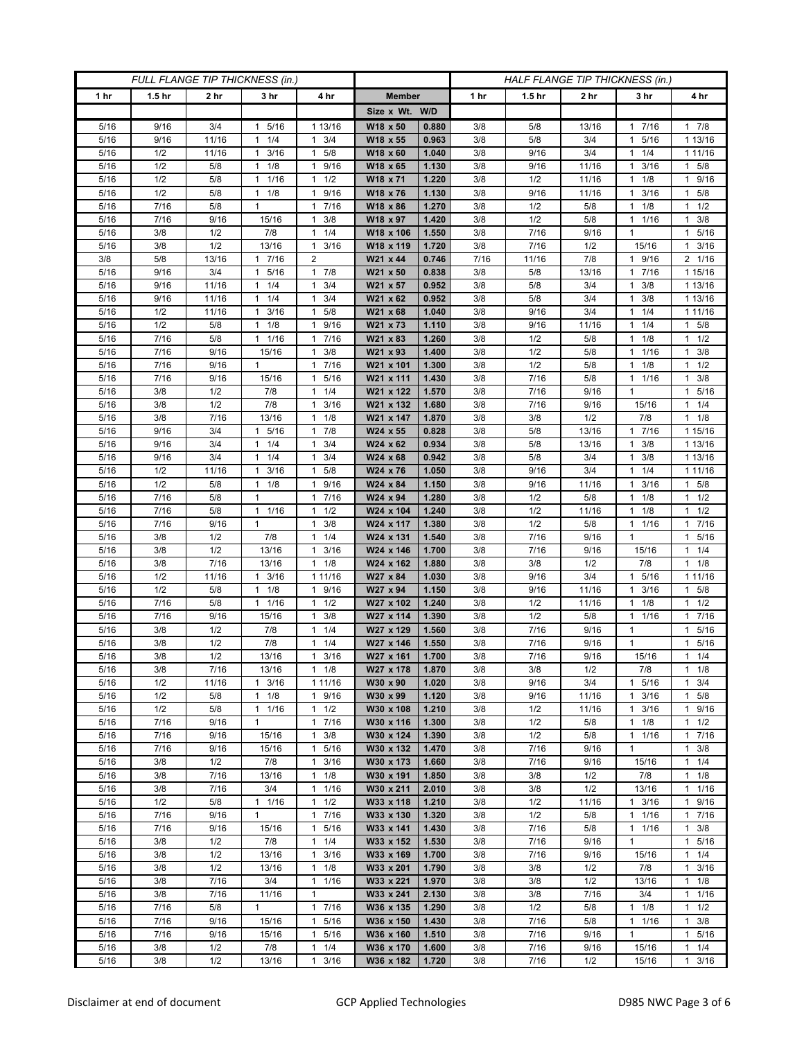| FULL FLANGE TIP THICKNESS (in.) | | | | | | | HALF FLANGE TIP THICKNESS (in.) | | | | |
|---|---|---|---|---|---|---|---|---|---|---|---|
| 1 hr | 1.5 hr | 2 hr | 3 hr | 4 hr | Member | | 1 hr | 1.5 hr | 2 hr | 3 hr | 4 hr |
| | | | | | Size x Wt. | W/D | | | | | |
| 5/16 | 9/16 | 3/4 | 1 5/16 | 1 13/16 | W18 x 50 | 0.880 | 3/8 | 5/8 | 13/16 | 1 7/16 | 1 7/8 |
| 5/16 | 9/16 | 11/16 | 1 1/4 | 1 3/4 | W18 x 55 | 0.963 | 3/8 | 5/8 | 3/4 | 1 5/16 | 1 13/16 |
| 5/16 | 1/2 | 11/16 | 1 3/16 | 1 5/8 | W18 x 60 | 1.040 | 3/8 | 9/16 | 3/4 | 1 1/4 | 1 11/16 |
| 5/16 | 1/2 | 5/8 | 1 1/8 | 1 9/16 | W18 x 65 | 1.130 | 3/8 | 9/16 | 11/16 | 1 3/16 | 1 5/8 |
| 5/16 | 1/2 | 5/8 | 1 1/16 | 1 1/2 | W18 x 71 | 1.220 | 3/8 | 1/2 | 11/16 | 1 1/8 | 1 9/16 |
| 5/16 | 1/2 | 5/8 | 1 1/8 | 1 9/16 | W18 x 76 | 1.130 | 3/8 | 9/16 | 11/16 | 1 3/16 | 1 5/8 |
| 5/16 | 7/16 | 5/8 | 1 | 1 7/16 | W18 x 86 | 1.270 | 3/8 | 1/2 | 5/8 | 1 1/8 | 1 1/2 |
| 5/16 | 7/16 | 9/16 | 15/16 | 1 3/8 | W18 x 97 | 1.420 | 3/8 | 1/2 | 5/8 | 1 1/16 | 1 3/8 |
| 5/16 | 3/8 | 1/2 | 7/8 | 1 1/4 | W18 x 106 | 1.550 | 3/8 | 7/16 | 9/16 | 1 | 1 5/16 |
| 5/16 | 3/8 | 1/2 | 13/16 | 1 3/16 | W18 x 119 | 1.720 | 3/8 | 7/16 | 1/2 | 15/16 | 1 3/16 |
| 3/8 | 5/8 | 13/16 | 1 7/16 | 2 | W21 x 44 | 0.746 | 7/16 | 11/16 | 7/8 | 1 9/16 | 2 1/16 |
| 5/16 | 9/16 | 3/4 | 1 5/16 | 1 7/8 | W21 x 50 | 0.838 | 3/8 | 5/8 | 13/16 | 1 7/16 | 1 15/16 |
| 5/16 | 9/16 | 11/16 | 1 1/4 | 1 3/4 | W21 x 57 | 0.952 | 3/8 | 5/8 | 3/4 | 1 3/8 | 1 13/16 |
| 5/16 | 9/16 | 11/16 | 1 1/4 | 1 3/4 | W21 x 62 | 0.952 | 3/8 | 5/8 | 3/4 | 1 3/8 | 1 13/16 |
| 5/16 | 1/2 | 11/16 | 1 3/16 | 1 5/8 | W21 x 68 | 1.040 | 3/8 | 9/16 | 3/4 | 1 1/4 | 1 11/16 |
| 5/16 | 1/2 | 5/8 | 1 1/8 | 1 9/16 | W21 x 73 | 1.110 | 3/8 | 9/16 | 11/16 | 1 1/4 | 1 5/8 |
| 5/16 | 7/16 | 5/8 | 1 1/16 | 1 7/16 | W21 x 83 | 1.260 | 3/8 | 1/2 | 5/8 | 1 1/8 | 1 1/2 |
| 5/16 | 7/16 | 9/16 | 15/16 | 1 3/8 | W21 x 93 | 1.400 | 3/8 | 1/2 | 5/8 | 1 1/16 | 1 3/8 |
| 5/16 | 7/16 | 9/16 | 1 | 1 7/16 | W21 x 101 | 1.300 | 3/8 | 1/2 | 5/8 | 1 1/8 | 1 1/2 |
| 5/16 | 7/16 | 9/16 | 15/16 | 1 5/16 | W21 x 111 | 1.430 | 3/8 | 7/16 | 5/8 | 1 1/16 | 1 3/8 |
| 5/16 | 3/8 | 1/2 | 7/8 | 1 1/4 | W21 x 122 | 1.570 | 3/8 | 7/16 | 9/16 | 1 | 1 5/16 |
| 5/16 | 3/8 | 1/2 | 7/8 | 1 3/16 | W21 x 132 | 1.680 | 3/8 | 7/16 | 9/16 | 15/16 | 1 1/4 |
| 5/16 | 3/8 | 7/16 | 13/16 | 1 1/8 | W21 x 147 | 1.870 | 3/8 | 3/8 | 1/2 | 7/8 | 1 1/8 |
| 5/16 | 9/16 | 3/4 | 1 5/16 | 1 7/8 | W24 x 55 | 0.828 | 3/8 | 5/8 | 13/16 | 1 7/16 | 1 15/16 |
| 5/16 | 9/16 | 3/4 | 1 1/4 | 1 3/4 | W24 x 62 | 0.934 | 3/8 | 5/8 | 13/16 | 1 3/8 | 1 13/16 |
| 5/16 | 9/16 | 3/4 | 1 1/4 | 1 3/4 | W24 x 68 | 0.942 | 3/8 | 5/8 | 3/4 | 1 3/8 | 1 13/16 |
| 5/16 | 1/2 | 11/16 | 1 3/16 | 1 5/8 | W24 x 76 | 1.050 | 3/8 | 9/16 | 3/4 | 1 1/4 | 1 11/16 |
| 5/16 | 1/2 | 5/8 | 1 1/8 | 1 9/16 | W24 x 84 | 1.150 | 3/8 | 9/16 | 11/16 | 1 3/16 | 1 5/8 |
| 5/16 | 7/16 | 5/8 | 1 | 1 7/16 | W24 x 94 | 1.280 | 3/8 | 1/2 | 5/8 | 1 1/8 | 1 1/2 |
| 5/16 | 7/16 | 5/8 | 1 1/16 | 1 1/2 | W24 x 104 | 1.240 | 3/8 | 1/2 | 11/16 | 1 1/8 | 1 1/2 |
| 5/16 | 7/16 | 9/16 | 1 | 1 3/8 | W24 x 117 | 1.380 | 3/8 | 1/2 | 5/8 | 1 1/16 | 1 7/16 |
| 5/16 | 3/8 | 1/2 | 7/8 | 1 1/4 | W24 x 131 | 1.540 | 3/8 | 7/16 | 9/16 | 1 | 1 5/16 |
| 5/16 | 3/8 | 1/2 | 13/16 | 1 3/16 | W24 x 146 | 1.700 | 3/8 | 7/16 | 9/16 | 15/16 | 1 1/4 |
| 5/16 | 3/8 | 7/16 | 13/16 | 1 1/8 | W24 x 162 | 1.880 | 3/8 | 3/8 | 1/2 | 7/8 | 1 1/8 |
| 5/16 | 1/2 | 11/16 | 1 3/16 | 1 11/16 | W27 x 84 | 1.030 | 3/8 | 9/16 | 3/4 | 1 5/16 | 1 11/16 |
| 5/16 | 1/2 | 5/8 | 1 1/8 | 1 9/16 | W27 x 94 | 1.150 | 3/8 | 9/16 | 11/16 | 1 3/16 | 1 5/8 |
| 5/16 | 7/16 | 5/8 | 1 1/16 | 1 1/2 | W27 x 102 | 1.240 | 3/8 | 1/2 | 11/16 | 1 1/8 | 1 1/2 |
| 5/16 | 7/16 | 9/16 | 15/16 | 1 3/8 | W27 x 114 | 1.390 | 3/8 | 1/2 | 5/8 | 1 1/16 | 1 7/16 |
| 5/16 | 3/8 | 1/2 | 7/8 | 1 1/4 | W27 x 129 | 1.560 | 3/8 | 7/16 | 9/16 | 1 | 1 5/16 |
| 5/16 | 3/8 | 1/2 | 7/8 | 1 1/4 | W27 x 146 | 1.550 | 3/8 | 7/16 | 9/16 | 1 | 1 5/16 |
| 5/16 | 3/8 | 1/2 | 13/16 | 1 3/16 | W27 x 161 | 1.700 | 3/8 | 7/16 | 9/16 | 15/16 | 1 1/4 |
| 5/16 | 3/8 | 7/16 | 13/16 | 1 1/8 | W27 x 178 | 1.870 | 3/8 | 3/8 | 1/2 | 7/8 | 1 1/8 |
| 5/16 | 1/2 | 11/16 | 1 3/16 | 1 11/16 | W30 x 90 | 1.020 | 3/8 | 9/16 | 3/4 | 1 5/16 | 1 3/4 |
| 5/16 | 1/2 | 5/8 | 1 1/8 | 1 9/16 | W30 x 99 | 1.120 | 3/8 | 9/16 | 11/16 | 1 3/16 | 1 5/8 |
| 5/16 | 1/2 | 5/8 | 1 1/16 | 1 1/2 | W30 x 108 | 1.210 | 3/8 | 1/2 | 11/16 | 1 3/16 | 1 9/16 |
| 5/16 | 7/16 | 9/16 | 1 | 1 7/16 | W30 x 116 | 1.300 | 3/8 | 1/2 | 5/8 | 1 1/8 | 1 1/2 |
| 5/16 | 7/16 | 9/16 | 15/16 | 1 3/8 | W30 x 124 | 1.390 | 3/8 | 1/2 | 5/8 | 1 1/16 | 1 7/16 |
| 5/16 | 7/16 | 9/16 | 15/16 | 1 5/16 | W30 x 132 | 1.470 | 3/8 | 7/16 | 9/16 | 1 | 1 3/8 |
| 5/16 | 3/8 | 1/2 | 7/8 | 1 3/16 | W30 x 173 | 1.660 | 3/8 | 7/16 | 9/16 | 15/16 | 1 1/4 |
| 5/16 | 3/8 | 7/16 | 13/16 | 1 1/8 | W30 x 191 | 1.850 | 3/8 | 3/8 | 1/2 | 7/8 | 1 1/8 |
| 5/16 | 3/8 | 7/16 | 3/4 | 1 1/16 | W30 x 211 | 2.010 | 3/8 | 3/8 | 1/2 | 13/16 | 1 1/16 |
| 5/16 | 1/2 | 5/8 | 1 1/16 | 1 1/2 | W33 x 118 | 1.210 | 3/8 | 1/2 | 11/16 | 1 3/16 | 1 9/16 |
| 5/16 | 7/16 | 9/16 | 1 | 1 7/16 | W33 x 130 | 1.320 | 3/8 | 1/2 | 5/8 | 1 1/16 | 1 7/16 |
| 5/16 | 7/16 | 9/16 | 15/16 | 1 5/16 | W33 x 141 | 1.430 | 3/8 | 7/16 | 5/8 | 1 1/16 | 1 3/8 |
| 5/16 | 3/8 | 1/2 | 7/8 | 1 1/4 | W33 x 152 | 1.530 | 3/8 | 7/16 | 9/16 | 1 | 1 5/16 |
| 5/16 | 3/8 | 1/2 | 13/16 | 1 3/16 | W33 x 169 | 1.700 | 3/8 | 7/16 | 9/16 | 15/16 | 1 1/4 |
| 5/16 | 3/8 | 1/2 | 13/16 | 1 1/8 | W33 x 201 | 1.790 | 3/8 | 3/8 | 1/2 | 7/8 | 1 3/16 |
| 5/16 | 3/8 | 7/16 | 3/4 | 1 1/16 | W33 x 221 | 1.970 | 3/8 | 3/8 | 1/2 | 13/16 | 1 1/8 |
| 5/16 | 3/8 | 7/16 | 11/16 | 1 | W33 x 241 | 2.130 | 3/8 | 3/8 | 7/16 | 3/4 | 1 1/16 |
| 5/16 | 7/16 | 5/8 | 1 | 1 7/16 | W36 x 135 | 1.290 | 3/8 | 1/2 | 5/8 | 1 1/8 | 1 1/2 |
| 5/16 | 7/16 | 9/16 | 15/16 | 1 5/16 | W36 x 150 | 1.430 | 3/8 | 7/16 | 5/8 | 1 1/16 | 1 3/8 |
| 5/16 | 7/16 | 9/16 | 15/16 | 1 5/16 | W36 x 160 | 1.510 | 3/8 | 7/16 | 9/16 | 1 | 1 5/16 |
| 5/16 | 3/8 | 1/2 | 7/8 | 1 1/4 | W36 x 170 | 1.600 | 3/8 | 7/16 | 9/16 | 15/16 | 1 1/4 |
| 5/16 | 3/8 | 1/2 | 13/16 | 1 3/16 | W36 x 182 | 1.720 | 3/8 | 7/16 | 1/2 | 15/16 | 1 3/16 |

Disclaimer at end of document GCP Applied Technologies D985 NWC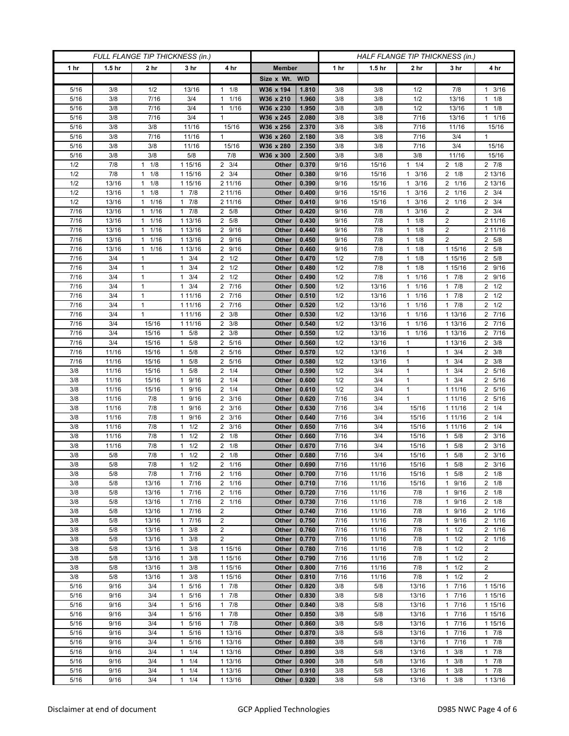| FULL FLANGE TIP THICKNESS (in.) | | | | | | | HALF FLANGE TIP THICKNESS (in.) | | | | |
|---|---|---|---|---|---|---|---|---|---|---|---|
| 1 hr | 1.5 hr | 2 hr | 3 hr | 4 hr | Member | | 1 hr | 1.5 hr | 2 hr | 3 hr | 4 hr |
| | | | | | Size x Wt. | W/D | | | | | |
| 5/16 | 3/8 | 1/2 | 13/16 | 1 1/8 | W36 x 194 | 1.810 | 3/8 | 3/8 | 1/2 | 7/8 | 1 3/16 |
| 5/16 | 3/8 | 7/16 | 3/4 | 1 1/16 | W36 x 210 | 1.960 | 3/8 | 3/8 | 1/2 | 13/16 | 1 1/8 |
| 5/16 | 3/8 | 7/16 | 3/4 | 1 1/16 | W36 x 230 | 1.950 | 3/8 | 3/8 | 1/2 | 13/16 | 1 1/8 |
| 5/16 | 3/8 | 7/16 | 3/4 | 1 | W36 x 245 | 2.080 | 3/8 | 3/8 | 7/16 | 13/16 | 1 1/16 |
| 5/16 | 3/8 | 3/8 | 11/16 | 15/16 | W36 x 256 | 2.370 | 3/8 | 3/8 | 7/16 | 11/16 | 15/16 |
| 5/16 | 3/8 | 7/16 | 11/16 | 1 | W36 x 260 | 2.180 | 3/8 | 3/8 | 7/16 | 3/4 | 1 |
| 5/16 | 3/8 | 3/8 | 11/16 | 15/16 | W36 x 280 | 2.350 | 3/8 | 3/8 | 7/16 | 3/4 | 15/16 |
| 5/16 | 3/8 | 3/8 | 5/8 | 7/8 | W36 x 300 | 2.500 | 3/8 | 3/8 | 3/8 | 11/16 | 15/16 |
| 1/2 | 7/8 | 1 1/8 | 1 15/16 | 2 3/4 | Other | 0.370 | 9/16 | 15/16 | 1 1/4 | 2 1/8 | 2 7/8 |
| 1/2 | 7/8 | 1 1/8 | 1 15/16 | 2 3/4 | Other | 0.380 | 9/16 | 15/16 | 1 3/16 | 2 1/8 | 2 13/16 |
| 1/2 | 13/16 | 1 1/8 | 1 15/16 | 2 11/16 | Other | 0.390 | 9/16 | 15/16 | 1 3/16 | 2 1/16 | 2 13/16 |
| 1/2 | 13/16 | 1 1/8 | 1 7/8 | 2 11/16 | Other | 0.400 | 9/16 | 15/16 | 1 3/16 | 2 1/16 | 2 3/4 |
| 1/2 | 13/16 | 1 1/16 | 1 7/8 | 2 11/16 | Other | 0.410 | 9/16 | 15/16 | 1 3/16 | 2 1/16 | 2 3/4 |
| 7/16 | 13/16 | 1 1/16 | 1 7/8 | 2 5/8 | Other | 0.420 | 9/16 | 7/8 | 1 3/16 | 2 | 2 3/4 |
| 7/16 | 13/16 | 1 1/16 | 1 13/16 | 2 5/8 | Other | 0.430 | 9/16 | 7/8 | 1 1/8 | 2 | 2 11/16 |
| 7/16 | 13/16 | 1 1/16 | 1 13/16 | 2 9/16 | Other | 0.440 | 9/16 | 7/8 | 1 1/8 | 2 | 2 11/16 |
| 7/16 | 13/16 | 1 1/16 | 1 13/16 | 2 9/16 | Other | 0.450 | 9/16 | 7/8 | 1 1/8 | 2 | 2 5/8 |
| 7/16 | 13/16 | 1 1/16 | 1 13/16 | 2 9/16 | Other | 0.460 | 9/16 | 7/8 | 1 1/8 | 1 15/16 | 2 5/8 |
| 7/16 | 3/4 | 1 | 1 3/4 | 2 1/2 | Other | 0.470 | 1/2 | 7/8 | 1 1/8 | 1 15/16 | 2 5/8 |
| 7/16 | 3/4 | 1 | 1 3/4 | 2 1/2 | Other | 0.480 | 1/2 | 7/8 | 1 1/8 | 1 15/16 | 2 9/16 |
| 7/16 | 3/4 | 1 | 1 3/4 | 2 1/2 | Other | 0.490 | 1/2 | 7/8 | 1 1/16 | 1 7/8 | 2 9/16 |
| 7/16 | 3/4 | 1 | 1 3/4 | 2 7/16 | Other | 0.500 | 1/2 | 13/16 | 1 1/16 | 1 7/8 | 2 1/2 |
| 7/16 | 3/4 | 1 | 1 11/16 | 2 7/16 | Other | 0.510 | 1/2 | 13/16 | 1 1/16 | 1 7/8 | 2 1/2 |
| 7/16 | 3/4 | 1 | 1 11/16 | 2 7/16 | Other | 0.520 | 1/2 | 13/16 | 1 1/16 | 1 7/8 | 2 1/2 |
| 7/16 | 3/4 | 1 | 1 11/16 | 2 3/8 | Other | 0.530 | 1/2 | 13/16 | 1 1/16 | 1 13/16 | 2 7/16 |
| 7/16 | 3/4 | 15/16 | 1 11/16 | 2 3/8 | Other | 0.540 | 1/2 | 13/16 | 1 1/16 | 1 13/16 | 2 7/16 |
| 7/16 | 3/4 | 15/16 | 1 5/8 | 2 3/8 | Other | 0.550 | 1/2 | 13/16 | 1 1/16 | 1 13/16 | 2 7/16 |
| 7/16 | 3/4 | 15/16 | 1 5/8 | 2 5/16 | Other | 0.560 | 1/2 | 13/16 | 1 | 1 13/16 | 2 3/8 |
| 7/16 | 11/16 | 15/16 | 1 5/8 | 2 5/16 | Other | 0.570 | 1/2 | 13/16 | 1 | 1 3/4 | 2 3/8 |
| 7/16 | 11/16 | 15/16 | 1 5/8 | 2 5/16 | Other | 0.580 | 1/2 | 13/16 | 1 | 1 3/4 | 2 3/8 |
| 3/8 | 11/16 | 15/16 | 1 5/8 | 2 1/4 | Other | 0.590 | 1/2 | 3/4 | 1 | 1 3/4 | 2 5/16 |
| 3/8 | 11/16 | 15/16 | 1 9/16 | 2 1/4 | Other | 0.600 | 1/2 | 3/4 | 1 | 1 3/4 | 2 5/16 |
| 3/8 | 11/16 | 15/16 | 1 9/16 | 2 1/4 | Other | 0.610 | 1/2 | 3/4 | 1 | 1 11/16 | 2 5/16 |
| 3/8 | 11/16 | 7/8 | 1 9/16 | 2 3/16 | Other | 0.620 | 7/16 | 3/4 | 1 | 1 11/16 | 2 5/16 |
| 3/8 | 11/16 | 7/8 | 1 9/16 | 2 3/16 | Other | 0.630 | 7/16 | 3/4 | 15/16 | 1 11/16 | 2 1/4 |
| 3/8 | 11/16 | 7/8 | 1 9/16 | 2 3/16 | Other | 0.640 | 7/16 | 3/4 | 15/16 | 1 11/16 | 2 1/4 |
| 3/8 | 11/16 | 7/8 | 1 1/2 | 2 3/16 | Other | 0.650 | 7/16 | 3/4 | 15/16 | 1 11/16 | 2 1/4 |
| 3/8 | 11/16 | 7/8 | 1 1/2 | 2 1/8 | Other | 0.660 | 7/16 | 3/4 | 15/16 | 1 5/8 | 2 3/16 |
| 3/8 | 11/16 | 7/8 | 1 1/2 | 2 1/8 | Other | 0.670 | 7/16 | 3/4 | 15/16 | 1 5/8 | 2 3/16 |
| 3/8 | 5/8 | 7/8 | 1 1/2 | 2 1/8 | Other | 0.680 | 7/16 | 3/4 | 15/16 | 1 5/8 | 2 3/16 |
| 3/8 | 5/8 | 7/8 | 1 1/2 | 2 1/16 | Other | 0.690 | 7/16 | 11/16 | 15/16 | 1 5/8 | 2 3/16 |
| 3/8 | 5/8 | 7/8 | 1 7/16 | 2 1/16 | Other | 0.700 | 7/16 | 11/16 | 15/16 | 1 5/8 | 2 1/8 |
| 3/8 | 5/8 | 13/16 | 1 7/16 | 2 1/16 | Other | 0.710 | 7/16 | 11/16 | 15/16 | 1 9/16 | 2 1/8 |
| 3/8 | 5/8 | 13/16 | 1 7/16 | 2 1/16 | Other | 0.720 | 7/16 | 11/16 | 7/8 | 1 9/16 | 2 1/8 |
| 3/8 | 5/8 | 13/16 | 1 7/16 | 2 1/16 | Other | 0.730 | 7/16 | 11/16 | 7/8 | 1 9/16 | 2 1/8 |
| 3/8 | 5/8 | 13/16 | 1 7/16 | 2 | Other | 0.740 | 7/16 | 11/16 | 7/8 | 1 9/16 | 2 1/16 |
| 3/8 | 5/8 | 13/16 | 1 7/16 | 2 | Other | 0.750 | 7/16 | 11/16 | 7/8 | 1 9/16 | 2 1/16 |
| 3/8 | 5/8 | 13/16 | 1 3/8 | 2 | Other | 0.760 | 7/16 | 11/16 | 7/8 | 1 1/2 | 2 1/16 |
| 3/8 | 5/8 | 13/16 | 1 3/8 | 2 | Other | 0.770 | 7/16 | 11/16 | 7/8 | 1 1/2 | 2 1/16 |
| 3/8 | 5/8 | 13/16 | 1 3/8 | 1 15/16 | Other | 0.780 | 7/16 | 11/16 | 7/8 | 1 1/2 | 2 |
| 3/8 | 5/8 | 13/16 | 1 3/8 | 1 15/16 | Other | 0.790 | 7/16 | 11/16 | 7/8 | 1 1/2 | 2 |
| 3/8 | 5/8 | 13/16 | 1 3/8 | 1 15/16 | Other | 0.800 | 7/16 | 11/16 | 7/8 | 1 1/2 | 2 |
| 3/8 | 5/8 | 13/16 | 1 3/8 | 1 15/16 | Other | 0.810 | 7/16 | 11/16 | 7/8 | 1 1/2 | 2 |
| 5/16 | 9/16 | 3/4 | 1 5/16 | 1 7/8 | Other | 0.820 | 3/8 | 5/8 | 13/16 | 1 7/16 | 1 15/16 |
| 5/16 | 9/16 | 3/4 | 1 5/16 | 1 7/8 | Other | 0.830 | 3/8 | 5/8 | 13/16 | 1 7/16 | 1 15/16 |
| 5/16 | 9/16 | 3/4 | 1 5/16 | 1 7/8 | Other | 0.840 | 3/8 | 5/8 | 13/16 | 1 7/16 | 1 15/16 |
| 5/16 | 9/16 | 3/4 | 1 5/16 | 1 7/8 | Other | 0.850 | 3/8 | 5/8 | 13/16 | 1 7/16 | 1 15/16 |
| 5/16 | 9/16 | 3/4 | 1 5/16 | 1 7/8 | Other | 0.860 | 3/8 | 5/8 | 13/16 | 1 7/16 | 1 15/16 |
| 5/16 | 9/16 | 3/4 | 1 5/16 | 1 13/16 | Other | 0.870 | 3/8 | 5/8 | 13/16 | 1 7/16 | 1 7/8 |
| 5/16 | 9/16 | 3/4 | 1 5/16 | 1 13/16 | Other | 0.880 | 3/8 | 5/8 | 13/16 | 1 7/16 | 1 7/8 |
| 5/16 | 9/16 | 3/4 | 1 1/4 | 1 13/16 | Other | 0.890 | 3/8 | 5/8 | 13/16 | 1 3/8 | 1 7/8 |
| 5/16 | 9/16 | 3/4 | 1 1/4 | 1 13/16 | Other | 0.900 | 3/8 | 5/8 | 13/16 | 1 3/8 | 1 7/8 |
| 5/16 | 9/16 | 3/4 | 1 1/4 | 1 13/16 | Other | 0.910 | 3/8 | 5/8 | 13/16 | 1 3/8 | 1 7/8 |
| 5/16 | 9/16 | 3/4 | 1 1/4 | 1 13/16 | Other | 0.920 | 3/8 | 5/8 | 13/16 | 1 3/8 | 1 13/16 |

Disclaimer at end of document GCP Applied Technologies D985 NWC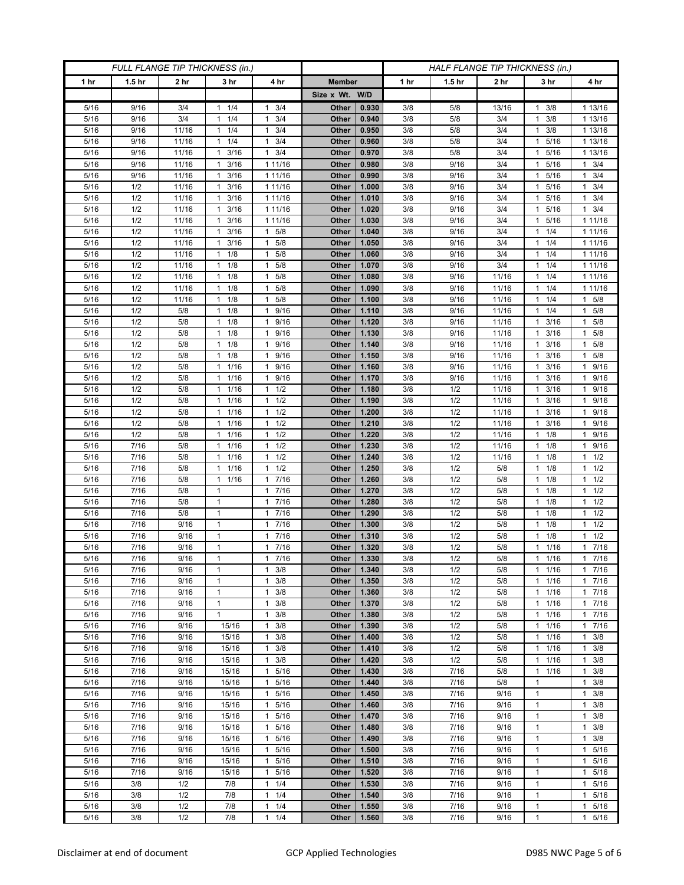| FULL FLANGE TIP THICKNESS (in.) | | | | | | | HALF FLANGE TIP THICKNESS (in.) | | | | |
|---|---|---|---|---|---|---|---|---|---|---|---|
| 1 hr | 1.5 hr | 2 hr | 3 hr | 4 hr | Member | | 1 hr | 1.5 hr | 2 hr | 3 hr | 4 hr |
| | | | | | Size x Wt. | W/D | | | | | |
| 5/16 | 9/16 | 3/4 | 1 1/4 | 1 3/4 | Other | 0.930 | 3/8 | 5/8 | 13/16 | 1 3/8 | 1 13/16 |
| 5/16 | 9/16 | 3/4 | 1 1/4 | 1 3/4 | Other | 0.940 | 3/8 | 5/8 | 3/4 | 1 3/8 | 1 13/16 |
| 5/16 | 9/16 | 11/16 | 1 1/4 | 1 3/4 | Other | 0.950 | 3/8 | 5/8 | 3/4 | 1 3/8 | 1 13/16 |
| 5/16 | 9/16 | 11/16 | 1 1/4 | 1 3/4 | Other | 0.960 | 3/8 | 5/8 | 3/4 | 1 5/16 | 1 13/16 |
| 5/16 | 9/16 | 11/16 | 1 3/16 | 1 3/4 | Other | 0.970 | 3/8 | 5/8 | 3/4 | 1 5/16 | 1 13/16 |
| 5/16 | 9/16 | 11/16 | 1 3/16 | 1 11/16 | Other | 0.980 | 3/8 | 9/16 | 3/4 | 1 5/16 | 1 3/4 |
| 5/16 | 9/16 | 11/16 | 1 3/16 | 1 11/16 | Other | 0.990 | 3/8 | 9/16 | 3/4 | 1 5/16 | 1 3/4 |
| 5/16 | 1/2 | 11/16 | 1 3/16 | 1 11/16 | Other | 1.000 | 3/8 | 9/16 | 3/4 | 1 5/16 | 1 3/4 |
| 5/16 | 1/2 | 11/16 | 1 3/16 | 1 11/16 | Other | 1.010 | 3/8 | 9/16 | 3/4 | 1 5/16 | 1 3/4 |
| 5/16 | 1/2 | 11/16 | 1 3/16 | 1 11/16 | Other | 1.020 | 3/8 | 9/16 | 3/4 | 1 5/16 | 1 3/4 |
| 5/16 | 1/2 | 11/16 | 1 3/16 | 1 11/16 | Other | 1.030 | 3/8 | 9/16 | 3/4 | 1 5/16 | 1 11/16 |
| 5/16 | 1/2 | 11/16 | 1 3/16 | 1 5/8 | Other | 1.040 | 3/8 | 9/16 | 3/4 | 1 1/4 | 1 11/16 |
| 5/16 | 1/2 | 11/16 | 1 3/16 | 1 5/8 | Other | 1.050 | 3/8 | 9/16 | 3/4 | 1 1/4 | 1 11/16 |
| 5/16 | 1/2 | 11/16 | 1 1/8 | 1 5/8 | Other | 1.060 | 3/8 | 9/16 | 3/4 | 1 1/4 | 1 11/16 |
| 5/16 | 1/2 | 11/16 | 1 1/8 | 1 5/8 | Other | 1.070 | 3/8 | 9/16 | 3/4 | 1 1/4 | 1 11/16 |
| 5/16 | 1/2 | 11/16 | 1 1/8 | 1 5/8 | Other | 1.080 | 3/8 | 9/16 | 11/16 | 1 1/4 | 1 11/16 |
| 5/16 | 1/2 | 11/16 | 1 1/8 | 1 5/8 | Other | 1.090 | 3/8 | 9/16 | 11/16 | 1 1/4 | 1 11/16 |
| 5/16 | 1/2 | 11/16 | 1 1/8 | 1 5/8 | Other | 1.100 | 3/8 | 9/16 | 11/16 | 1 1/4 | 1 5/8 |
| 5/16 | 1/2 | 5/8 | 1 1/8 | 1 9/16 | Other | 1.110 | 3/8 | 9/16 | 11/16 | 1 1/4 | 1 5/8 |
| 5/16 | 1/2 | 5/8 | 1 1/8 | 1 9/16 | Other | 1.120 | 3/8 | 9/16 | 11/16 | 1 3/16 | 1 5/8 |
| 5/16 | 1/2 | 5/8 | 1 1/8 | 1 9/16 | Other | 1.130 | 3/8 | 9/16 | 11/16 | 1 3/16 | 1 5/8 |
| 5/16 | 1/2 | 5/8 | 1 1/8 | 1 9/16 | Other | 1.140 | 3/8 | 9/16 | 11/16 | 1 3/16 | 1 5/8 |
| 5/16 | 1/2 | 5/8 | 1 1/8 | 1 9/16 | Other | 1.150 | 3/8 | 9/16 | 11/16 | 1 3/16 | 1 5/8 |
| 5/16 | 1/2 | 5/8 | 1 1/16 | 1 9/16 | Other | 1.160 | 3/8 | 9/16 | 11/16 | 1 3/16 | 1 9/16 |
| 5/16 | 1/2 | 5/8 | 1 1/16 | 1 9/16 | Other | 1.170 | 3/8 | 9/16 | 11/16 | 1 3/16 | 1 9/16 |
| 5/16 | 1/2 | 5/8 | 1 1/16 | 1 1/2 | Other | 1.180 | 3/8 | 1/2 | 11/16 | 1 3/16 | 1 9/16 |
| 5/16 | 1/2 | 5/8 | 1 1/16 | 1 1/2 | Other | 1.190 | 3/8 | 1/2 | 11/16 | 1 3/16 | 1 9/16 |
| 5/16 | 1/2 | 5/8 | 1 1/16 | 1 1/2 | Other | 1.200 | 3/8 | 1/2 | 11/16 | 1 3/16 | 1 9/16 |
| 5/16 | 1/2 | 5/8 | 1 1/16 | 1 1/2 | Other | 1.210 | 3/8 | 1/2 | 11/16 | 1 3/16 | 1 9/16 |
| 5/16 | 1/2 | 5/8 | 1 1/16 | 1 1/2 | Other | 1.220 | 3/8 | 1/2 | 11/16 | 1 1/8 | 1 9/16 |
| 5/16 | 7/16 | 5/8 | 1 1/16 | 1 1/2 | Other | 1.230 | 3/8 | 1/2 | 11/16 | 1 1/8 | 1 9/16 |
| 5/16 | 7/16 | 5/8 | 1 1/16 | 1 1/2 | Other | 1.240 | 3/8 | 1/2 | 11/16 | 1 1/8 | 1 1/2 |
| 5/16 | 7/16 | 5/8 | 1 1/16 | 1 1/2 | Other | 1.250 | 3/8 | 1/2 | 5/8 | 1 1/8 | 1 1/2 |
| 5/16 | 7/16 | 5/8 | 1 1/16 | 1 7/16 | Other | 1.260 | 3/8 | 1/2 | 5/8 | 1 1/8 | 1 1/2 |
| 5/16 | 7/16 | 5/8 | 1 | 1 7/16 | Other | 1.270 | 3/8 | 1/2 | 5/8 | 1 1/8 | 1 1/2 |
| 5/16 | 7/16 | 5/8 | 1 | 1 7/16 | Other | 1.280 | 3/8 | 1/2 | 5/8 | 1 1/8 | 1 1/2 |
| 5/16 | 7/16 | 5/8 | 1 | 1 7/16 | Other | 1.290 | 3/8 | 1/2 | 5/8 | 1 1/8 | 1 1/2 |
| 5/16 | 7/16 | 9/16 | 1 | 1 7/16 | Other | 1.300 | 3/8 | 1/2 | 5/8 | 1 1/8 | 1 1/2 |
| 5/16 | 7/16 | 9/16 | 1 | 1 7/16 | Other | 1.310 | 3/8 | 1/2 | 5/8 | 1 1/8 | 1 1/2 |
| 5/16 | 7/16 | 9/16 | 1 | 1 7/16 | Other | 1.320 | 3/8 | 1/2 | 5/8 | 1 1/16 | 1 7/16 |
| 5/16 | 7/16 | 9/16 | 1 | 1 7/16 | Other | 1.330 | 3/8 | 1/2 | 5/8 | 1 1/16 | 1 7/16 |
| 5/16 | 7/16 | 9/16 | 1 | 1 3/8 | Other | 1.340 | 3/8 | 1/2 | 5/8 | 1 1/16 | 1 7/16 |
| 5/16 | 7/16 | 9/16 | 1 | 1 3/8 | Other | 1.350 | 3/8 | 1/2 | 5/8 | 1 1/16 | 1 7/16 |
| 5/16 | 7/16 | 9/16 | 1 | 1 3/8 | Other | 1.360 | 3/8 | 1/2 | 5/8 | 1 1/16 | 1 7/16 |
| 5/16 | 7/16 | 9/16 | 1 | 1 3/8 | Other | 1.370 | 3/8 | 1/2 | 5/8 | 1 1/16 | 1 7/16 |
| 5/16 | 7/16 | 9/16 | 1 | 1 3/8 | Other | 1.380 | 3/8 | 1/2 | 5/8 | 1 1/16 | 1 7/16 |
| 5/16 | 7/16 | 9/16 | 15/16 | 1 3/8 | Other | 1.390 | 3/8 | 1/2 | 5/8 | 1 1/16 | 1 7/16 |
| 5/16 | 7/16 | 9/16 | 15/16 | 1 3/8 | Other | 1.400 | 3/8 | 1/2 | 5/8 | 1 1/16 | 1 3/8 |
| 5/16 | 7/16 | 9/16 | 15/16 | 1 3/8 | Other | 1.410 | 3/8 | 1/2 | 5/8 | 1 1/16 | 1 3/8 |
| 5/16 | 7/16 | 9/16 | 15/16 | 1 3/8 | Other | 1.420 | 3/8 | 1/2 | 5/8 | 1 1/16 | 1 3/8 |
| 5/16 | 7/16 | 9/16 | 15/16 | 1 5/16 | Other | 1.430 | 3/8 | 7/16 | 5/8 | 1 1/16 | 1 3/8 |
| 5/16 | 7/16 | 9/16 | 15/16 | 1 5/16 | Other | 1.440 | 3/8 | 7/16 | 5/8 | 1 | 1 3/8 |
| 5/16 | 7/16 | 9/16 | 15/16 | 1 5/16 | Other | 1.450 | 3/8 | 7/16 | 9/16 | 1 | 1 3/8 |
| 5/16 | 7/16 | 9/16 | 15/16 | 1 5/16 | Other | 1.460 | 3/8 | 7/16 | 9/16 | 1 | 1 3/8 |
| 5/16 | 7/16 | 9/16 | 15/16 | 1 5/16 | Other | 1.470 | 3/8 | 7/16 | 9/16 | 1 | 1 3/8 |
| 5/16 | 7/16 | 9/16 | 15/16 | 1 5/16 | Other | 1.480 | 3/8 | 7/16 | 9/16 | 1 | 1 3/8 |
| 5/16 | 7/16 | 9/16 | 15/16 | 1 5/16 | Other | 1.490 | 3/8 | 7/16 | 9/16 | 1 | 1 3/8 |
| 5/16 | 7/16 | 9/16 | 15/16 | 1 5/16 | Other | 1.500 | 3/8 | 7/16 | 9/16 | 1 | 1 5/16 |
| 5/16 | 7/16 | 9/16 | 15/16 | 1 5/16 | Other | 1.510 | 3/8 | 7/16 | 9/16 | 1 | 1 5/16 |
| 5/16 | 7/16 | 9/16 | 15/16 | 1 5/16 | Other | 1.520 | 3/8 | 7/16 | 9/16 | 1 | 1 5/16 |
| 5/16 | 3/8 | 1/2 | 7/8 | 1 1/4 | Other | 1.530 | 3/8 | 7/16 | 9/16 | 1 | 1 5/16 |
| 5/16 | 3/8 | 1/2 | 7/8 | 1 1/4 | Other | 1.540 | 3/8 | 7/16 | 9/16 | 1 | 1 5/16 |
| 5/16 | 3/8 | 1/2 | 7/8 | 1 1/4 | Other | 1.550 | 3/8 | 7/16 | 9/16 | 1 | 1 5/16 |
| 5/16 | 3/8 | 1/2 | 7/8 | 1 1/4 | Other | 1.560 | 3/8 | 7/16 | 9/16 | 1 | 1 5/16 |

Disclaimer at end of document | GCP Applied Technologies | D985 NWC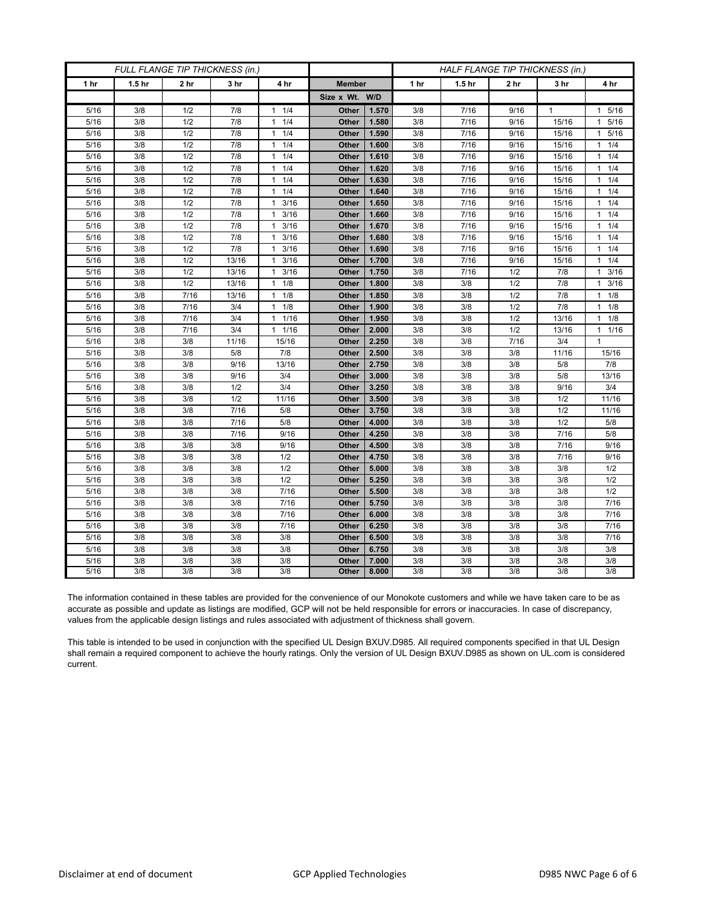| FULL FLANGE TIP THICKNESS (in.) | | | | | | | HALF FLANGE TIP THICKNESS (in.) | | | | |
|---|---|---|---|---|---|---|---|---|---|---|---|
| 1 hr | 1.5 hr | 2 hr | 3 hr | 4 hr | Member | | 1 hr | 1.5 hr | 2 hr | 3 hr | 4 hr |
| | | | | | Size x Wt. | W/D | | | | | |
| 5/16 | 3/8 | 1/2 | 7/8 | 1 1/4 | Other | 1.570 | 3/8 | 7/16 | 9/16 | 1 | 1 5/16 |
| 5/16 | 3/8 | 1/2 | 7/8 | 1 1/4 | Other | 1.580 | 3/8 | 7/16 | 9/16 | 15/16 | 1 5/16 |
| 5/16 | 3/8 | 1/2 | 7/8 | 1 1/4 | Other | 1.590 | 3/8 | 7/16 | 9/16 | 15/16 | 1 5/16 |
| 5/16 | 3/8 | 1/2 | 7/8 | 1 1/4 | Other | 1.600 | 3/8 | 7/16 | 9/16 | 15/16 | 1 1/4 |
| 5/16 | 3/8 | 1/2 | 7/8 | 1 1/4 | Other | 1.610 | 3/8 | 7/16 | 9/16 | 15/16 | 1 1/4 |
| 5/16 | 3/8 | 1/2 | 7/8 | 1 1/4 | Other | 1.620 | 3/8 | 7/16 | 9/16 | 15/16 | 1 1/4 |
| 5/16 | 3/8 | 1/2 | 7/8 | 1 1/4 | Other | 1.630 | 3/8 | 7/16 | 9/16 | 15/16 | 1 1/4 |
| 5/16 | 3/8 | 1/2 | 7/8 | 1 1/4 | Other | 1.640 | 3/8 | 7/16 | 9/16 | 15/16 | 1 1/4 |
| 5/16 | 3/8 | 1/2 | 7/8 | 1 3/16 | Other | 1.650 | 3/8 | 7/16 | 9/16 | 15/16 | 1 1/4 |
| 5/16 | 3/8 | 1/2 | 7/8 | 1 3/16 | Other | 1.660 | 3/8 | 7/16 | 9/16 | 15/16 | 1 1/4 |
| 5/16 | 3/8 | 1/2 | 7/8 | 1 3/16 | Other | 1.670 | 3/8 | 7/16 | 9/16 | 15/16 | 1 1/4 |
| 5/16 | 3/8 | 1/2 | 7/8 | 1 3/16 | Other | 1.680 | 3/8 | 7/16 | 9/16 | 15/16 | 1 1/4 |
| 5/16 | 3/8 | 1/2 | 7/8 | 1 3/16 | Other | 1.690 | 3/8 | 7/16 | 9/16 | 15/16 | 1 1/4 |
| 5/16 | 3/8 | 1/2 | 13/16 | 1 3/16 | Other | 1.700 | 3/8 | 7/16 | 9/16 | 15/16 | 1 1/4 |
| 5/16 | 3/8 | 1/2 | 13/16 | 1 3/16 | Other | 1.750 | 3/8 | 7/16 | 1/2 | 7/8 | 1 3/16 |
| 5/16 | 3/8 | 1/2 | 13/16 | 1 1/8 | Other | 1.800 | 3/8 | 3/8 | 1/2 | 7/8 | 1 3/16 |
| 5/16 | 3/8 | 7/16 | 13/16 | 1 1/8 | Other | 1.850 | 3/8 | 3/8 | 1/2 | 7/8 | 1 1/8 |
| 5/16 | 3/8 | 7/16 | 3/4 | 1 1/8 | Other | 1.900 | 3/8 | 3/8 | 1/2 | 7/8 | 1 1/8 |
| 5/16 | 3/8 | 7/16 | 3/4 | 1 1/16 | Other | 1.950 | 3/8 | 3/8 | 1/2 | 13/16 | 1 1/8 |
| 5/16 | 3/8 | 7/16 | 3/4 | 1 1/16 | Other | 2.000 | 3/8 | 3/8 | 1/2 | 13/16 | 1 1/16 |
| 5/16 | 3/8 | 3/8 | 11/16 | 15/16 | Other | 2.250 | 3/8 | 3/8 | 7/16 | 3/4 | 1 |
| 5/16 | 3/8 | 3/8 | 5/8 | 7/8 | Other | 2.500 | 3/8 | 3/8 | 3/8 | 11/16 | 15/16 |
| 5/16 | 3/8 | 3/8 | 9/16 | 13/16 | Other | 2.750 | 3/8 | 3/8 | 3/8 | 5/8 | 7/8 |
| 5/16 | 3/8 | 3/8 | 9/16 | 3/4 | Other | 3.000 | 3/8 | 3/8 | 3/8 | 5/8 | 13/16 |
| 5/16 | 3/8 | 3/8 | 1/2 | 3/4 | Other | 3.250 | 3/8 | 3/8 | 3/8 | 9/16 | 3/4 |
| 5/16 | 3/8 | 3/8 | 1/2 | 11/16 | Other | 3.500 | 3/8 | 3/8 | 3/8 | 1/2 | 11/16 |
| 5/16 | 3/8 | 3/8 | 7/16 | 5/8 | Other | 3.750 | 3/8 | 3/8 | 3/8 | 1/2 | 11/16 |
| 5/16 | 3/8 | 3/8 | 7/16 | 5/8 | Other | 4.000 | 3/8 | 3/8 | 3/8 | 1/2 | 5/8 |
| 5/16 | 3/8 | 3/8 | 7/16 | 9/16 | Other | 4.250 | 3/8 | 3/8 | 3/8 | 7/16 | 5/8 |
| 5/16 | 3/8 | 3/8 | 3/8 | 9/16 | Other | 4.500 | 3/8 | 3/8 | 3/8 | 7/16 | 9/16 |
| 5/16 | 3/8 | 3/8 | 3/8 | 1/2 | Other | 4.750 | 3/8 | 3/8 | 3/8 | 7/16 | 9/16 |
| 5/16 | 3/8 | 3/8 | 3/8 | 1/2 | Other | 5.000 | 3/8 | 3/8 | 3/8 | 3/8 | 1/2 |
| 5/16 | 3/8 | 3/8 | 3/8 | 1/2 | Other | 5.250 | 3/8 | 3/8 | 3/8 | 3/8 | 1/2 |
| 5/16 | 3/8 | 3/8 | 3/8 | 7/16 | Other | 5.500 | 3/8 | 3/8 | 3/8 | 3/8 | 1/2 |
| 5/16 | 3/8 | 3/8 | 3/8 | 7/16 | Other | 5.750 | 3/8 | 3/8 | 3/8 | 3/8 | 7/16 |
| 5/16 | 3/8 | 3/8 | 3/8 | 7/16 | Other | 6.000 | 3/8 | 3/8 | 3/8 | 3/8 | 7/16 |
| 5/16 | 3/8 | 3/8 | 3/8 | 7/16 | Other | 6.250 | 3/8 | 3/8 | 3/8 | 3/8 | 7/16 |
| 5/16 | 3/8 | 3/8 | 3/8 | 3/8 | Other | 6.500 | 3/8 | 3/8 | 3/8 | 3/8 | 7/16 |
| 5/16 | 3/8 | 3/8 | 3/8 | 3/8 | Other | 6.750 | 3/8 | 3/8 | 3/8 | 3/8 | 3/8 |
| 5/16 | 3/8 | 3/8 | 3/8 | 3/8 | Other | 7.000 | 3/8 | 3/8 | 3/8 | 3/8 | 3/8 |
| 5/16 | 3/8 | 3/8 | 3/8 | 3/8 | Other | 8.000 | 3/8 | 3/8 | 3/8 | 3/8 | 3/8 |

The information contained in these tables are provided for the convenience of our Monokote customers and while we have taken care to be as accurate as possible and update as listings are modified, GCP will not be held responsible for errors or inaccuracies. In case of discrepancy, values from the applicable design listings and rules associated with adjustment of thickness shall govern.

This table is intended to be used in conjunction with the specified UL Design BXUV.D985. All required components specified in that UL Design shall remain a required component to achieve the hourly ratings. Only the version of UL Design BXUV.D985 as shown on UL.com is considered current.